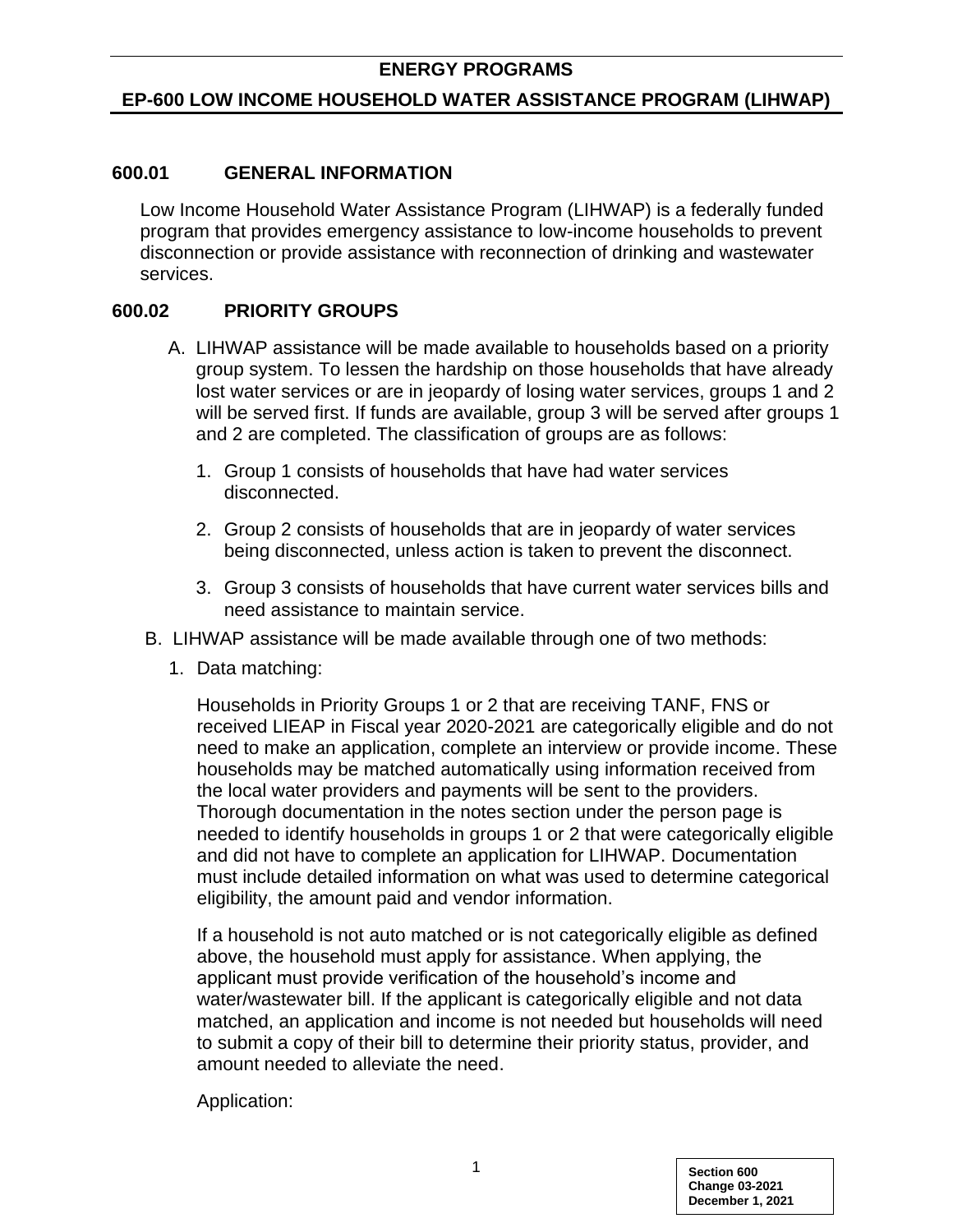# ENERGY PROGRAMS

## EP-600 LOW INCOME HOUSEHOLD WATER ASSISTANCE PROGRAM (LIHWAP)

### 600.01 GENERAL INFORMATION

Low Income Household Water Assistance Program (LIHWAP) is a federally funded program that provides emergency assistance to low-income households to prevent disconnection or provide assistance with reconnection of drinking and wastewater services.

### 600.02 PRIORITY GROUPS

A. LIHWAP assistance will be made available to households based on a priority group system. To lessen the hardship on those households that have already lost water services or are in jeopardy of losing water services, groups 1 and 2 will be served first. If funds are available, group 3 will be served after groups 1 and 2 are completed. The classification of groups are as follows:

1. Group 1 consists of households that have had water services disconnected.

2. Group 2 consists of households that are in jeopardy of water services being disconnected, unless action is taken to prevent the disconnect.

3. Group 3 consists of households that have current water services bills and need assistance to maintain service.

B. LIHWAP assistance will be made available through one of two methods:

1. Data matching:

   Households in Priority Groups 1 or 2 that are receiving TANF, FNS or received LIEAP in Fiscal year 2020-2021 are categorically eligible and do not need to make an application, complete an interview or provide income. These households may be matched automatically using information received from the local water providers and payments will be sent to the providers. Thorough documentation in the notes section under the person page is needed to identify households in groups 1 or 2 that were categorically eligible and did not have to complete an application for LIHWAP. Documentation must include detailed information on what was used to determine categorical eligibility, the amount paid and vendor information.

   If a household is not auto matched or is not categorically eligible as defined above, the household must apply for assistance. When applying, the applicant must provide verification of the household's income and water/wastewater bill. If the applicant is categorically eligible and not data matched, an application and income is not needed but households will need to submit a copy of their bill to determine their priority status, provider, and amount needed to alleviate the need.

   Application: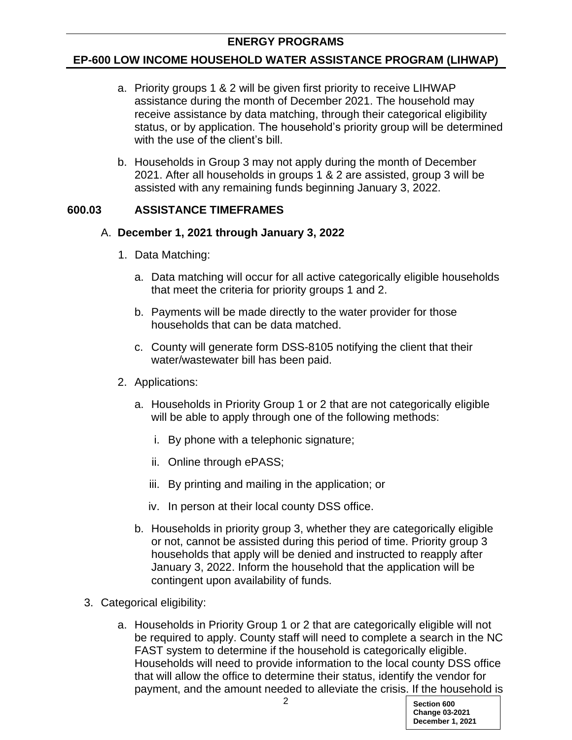a. Priority groups 1 & 2 will be given first priority to receive LIHWAP assistance during the month of December 2021. The household may receive assistance by data matching, through their categorical eligibility status, or by application. The household's priority group will be determined with the use of the client's bill.

b. Households in Group 3 may not apply during the month of December 2021. After all households in groups 1 & 2 are assisted, group 3 will be assisted with any remaining funds beginning January 3, 2022.

## 600.03 ASSISTANCE TIMEFRAMES

### A. December 1, 2021 through January 3, 2022

1. Data Matching:

   a. Data matching will occur for all active categorically eligible households that meet the criteria for priority groups 1 and 2.

   b. Payments will be made directly to the water provider for those households that can be data matched.

   c. County will generate form DSS-8105 notifying the client that their water/wastewater bill has been paid.

2. Applications:

   a. Households in Priority Group 1 or 2 that are not categorically eligible will be able to apply through one of the following methods:

      i. By phone with a telephonic signature;

      ii. Online through ePASS;

      iii. By printing and mailing in the application; or

      iv. In person at their local county DSS office.

   b. Households in priority group 3, whether they are categorically eligible or not, cannot be assisted during this period of time. Priority group 3 households that apply will be denied and instructed to reapply after January 3, 2022. Inform the household that the application will be contingent upon availability of funds.

3. Categorical eligibility:

   a. Households in Priority Group 1 or 2 that are categorically eligible will not be required to apply. County staff will need to complete a search in the NC FAST system to determine if the household is categorically eligible. Households will need to provide information to the local county DSS office that will allow the office to determine their status, identify the vendor for payment, and the amount needed to alleviate the crisis. If the household is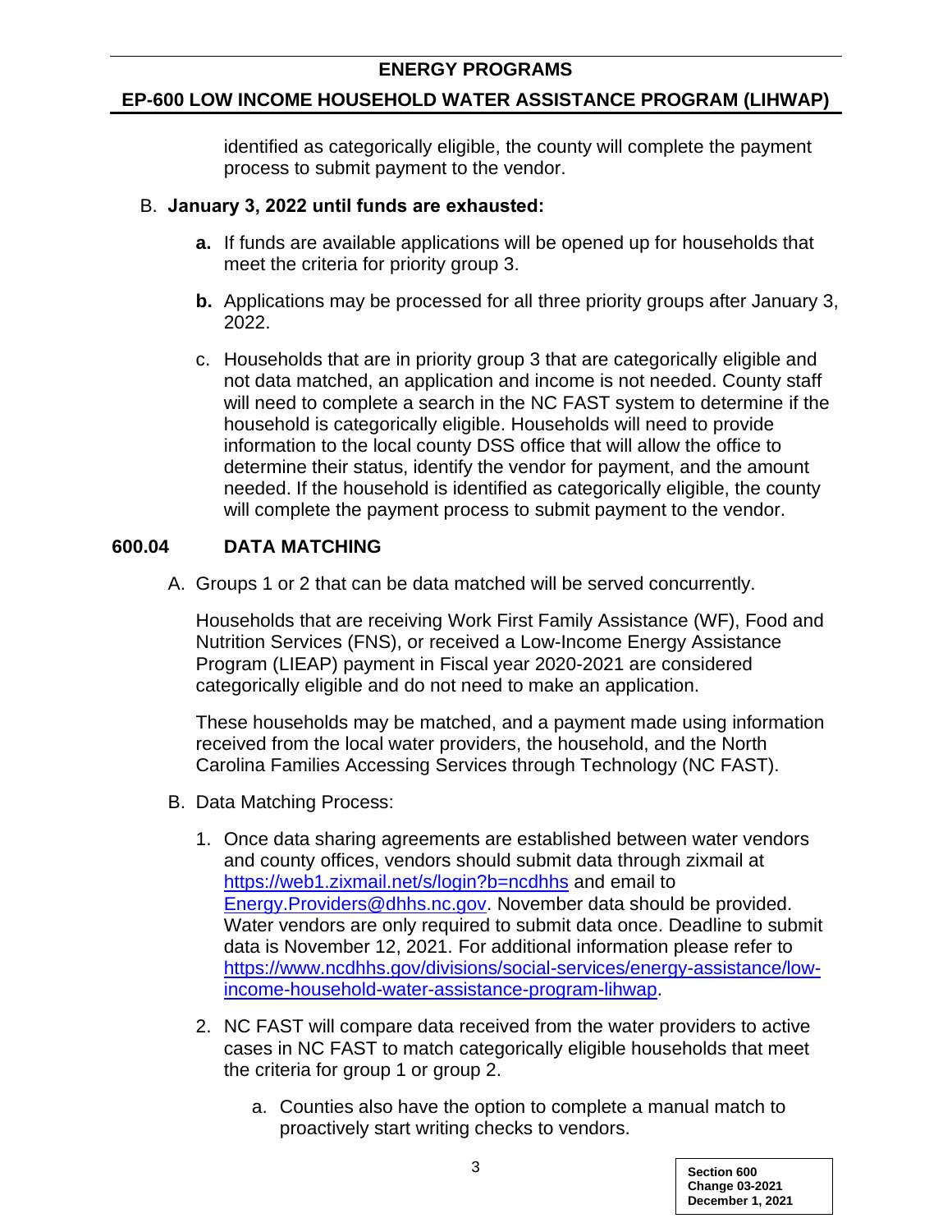identified as categorically eligible, the county will complete the payment process to submit payment to the vendor.

B. **January 3, 2022 until funds are exhausted:**

   **a.** If funds are available applications will be opened up for households that meet the criteria for priority group 3.

   **b.** Applications may be processed for all three priority groups after January 3, 2022.

   c. Households that are in priority group 3 that are categorically eligible and not data matched, an application and income is not needed. County staff will need to complete a search in the NC FAST system to determine if the household is categorically eligible. Households will need to provide information to the local county DSS office that will allow the office to determine their status, identify the vendor for payment, and the amount needed. If the household is identified as categorically eligible, the county will complete the payment process to submit payment to the vendor.

## 600.04 DATA MATCHING

A. Groups 1 or 2 that can be data matched will be served concurrently.

   Households that are receiving Work First Family Assistance (WF), Food and Nutrition Services (FNS), or received a Low-Income Energy Assistance Program (LIEAP) payment in Fiscal year 2020-2021 are considered categorically eligible and do not need to make an application.

   These households may be matched, and a payment made using information received from the local water providers, the household, and the North Carolina Families Accessing Services through Technology (NC FAST).

B. Data Matching Process:

   1. Once data sharing agreements are established between water vendors and county offices, vendors should submit data through zixmail at https://web1.zixmail.net/s/login?b=ncdhhs and email to Energy.Providers@dhhs.nc.gov. November data should be provided. Water vendors are only required to submit data once. Deadline to submit data is November 12, 2021. For additional information please refer to https://www.ncdhhs.gov/divisions/social-services/energy-assistance/low-income-household-water-assistance-program-lihwap.

   2. NC FAST will compare data received from the water providers to active cases in NC FAST to match categorically eligible households that meet the criteria for group 1 or group 2.

      a. Counties also have the option to complete a manual match to proactively start writing checks to vendors.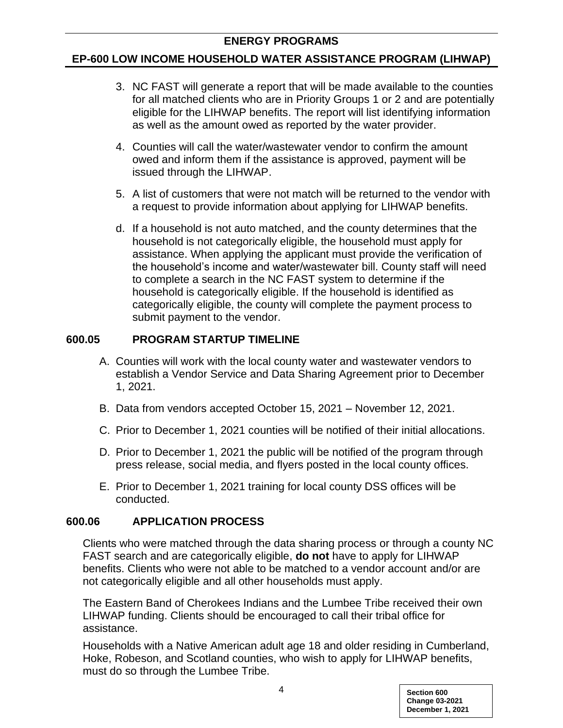3. NC FAST will generate a report that will be made available to the counties for all matched clients who are in Priority Groups 1 or 2 and are potentially eligible for the LIHWAP benefits. The report will list identifying information as well as the amount owed as reported by the water provider.

4. Counties will call the water/wastewater vendor to confirm the amount owed and inform them if the assistance is approved, payment will be issued through the LIHWAP.

5. A list of customers that were not match will be returned to the vendor with a request to provide information about applying for LIHWAP benefits.

d. If a household is not auto matched, and the county determines that the household is not categorically eligible, the household must apply for assistance. When applying the applicant must provide the verification of the household's income and water/wastewater bill. County staff will need to complete a search in the NC FAST system to determine if the household is categorically eligible. If the household is identified as categorically eligible, the county will complete the payment process to submit payment to the vendor.

## 600.05 PROGRAM STARTUP TIMELINE

A. Counties will work with the local county water and wastewater vendors to establish a Vendor Service and Data Sharing Agreement prior to December 1, 2021.

B. Data from vendors accepted October 15, 2021 – November 12, 2021.

C. Prior to December 1, 2021 counties will be notified of their initial allocations.

D. Prior to December 1, 2021 the public will be notified of the program through press release, social media, and flyers posted in the local county offices.

E. Prior to December 1, 2021 training for local county DSS offices will be conducted.

## 600.06 APPLICATION PROCESS

Clients who were matched through the data sharing process or through a county NC FAST search and are categorically eligible, **do not** have to apply for LIHWAP benefits. Clients who were not able to be matched to a vendor account and/or are not categorically eligible and all other households must apply.

The Eastern Band of Cherokees Indians and the Lumbee Tribe received their own LIHWAP funding. Clients should be encouraged to call their tribal office for assistance.

Households with a Native American adult age 18 and older residing in Cumberland, Hoke, Robeson, and Scotland counties, who wish to apply for LIHWAP benefits, must do so through the Lumbee Tribe.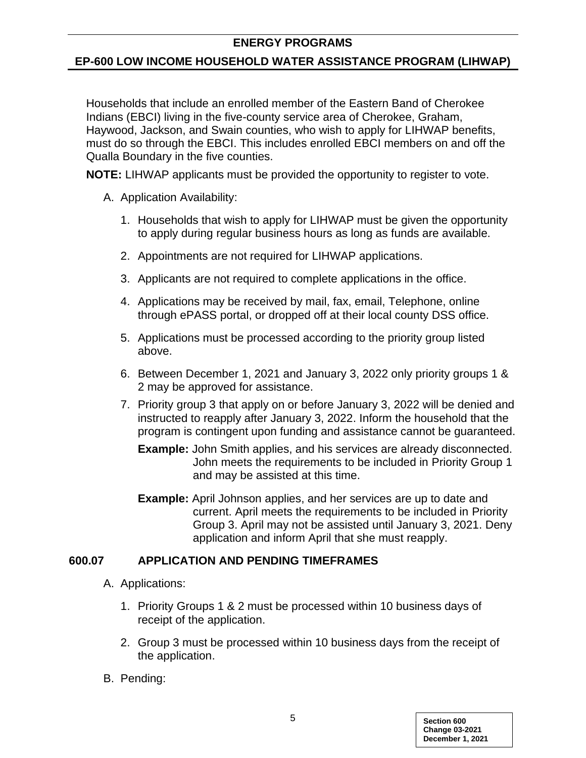Households that include an enrolled member of the Eastern Band of Cherokee Indians (EBCI) living in the five-county service area of Cherokee, Graham, Haywood, Jackson, and Swain counties, who wish to apply for LIHWAP benefits, must do so through the EBCI. This includes enrolled EBCI members on and off the Qualla Boundary in the five counties.

**NOTE:** LIHWAP applicants must be provided the opportunity to register to vote.

A. Application Availability:

1. Households that wish to apply for LIHWAP must be given the opportunity to apply during regular business hours as long as funds are available.
2. Appointments are not required for LIHWAP applications.
3. Applicants are not required to complete applications in the office.
4. Applications may be received by mail, fax, email, Telephone, online through ePASS portal, or dropped off at their local county DSS office.
5. Applications must be processed according to the priority group listed above.
6. Between December 1, 2021 and January 3, 2022 only priority groups 1 & 2 may be approved for assistance.
7. Priority group 3 that apply on or before January 3, 2022 will be denied and instructed to reapply after January 3, 2022. Inform the household that the program is contingent upon funding and assistance cannot be guaranteed.

   **Example:** John Smith applies, and his services are already disconnected. John meets the requirements to be included in Priority Group 1 and may be assisted at this time.

   **Example:** April Johnson applies, and her services are up to date and current. April meets the requirements to be included in Priority Group 3. April may not be assisted until January 3, 2021. Deny application and inform April that she must reapply.

## 600.07 APPLICATION AND PENDING TIMEFRAMES

A. Applications:

1. Priority Groups 1 & 2 must be processed within 10 business days of receipt of the application.
2. Group 3 must be processed within 10 business days from the receipt of the application.

B. Pending: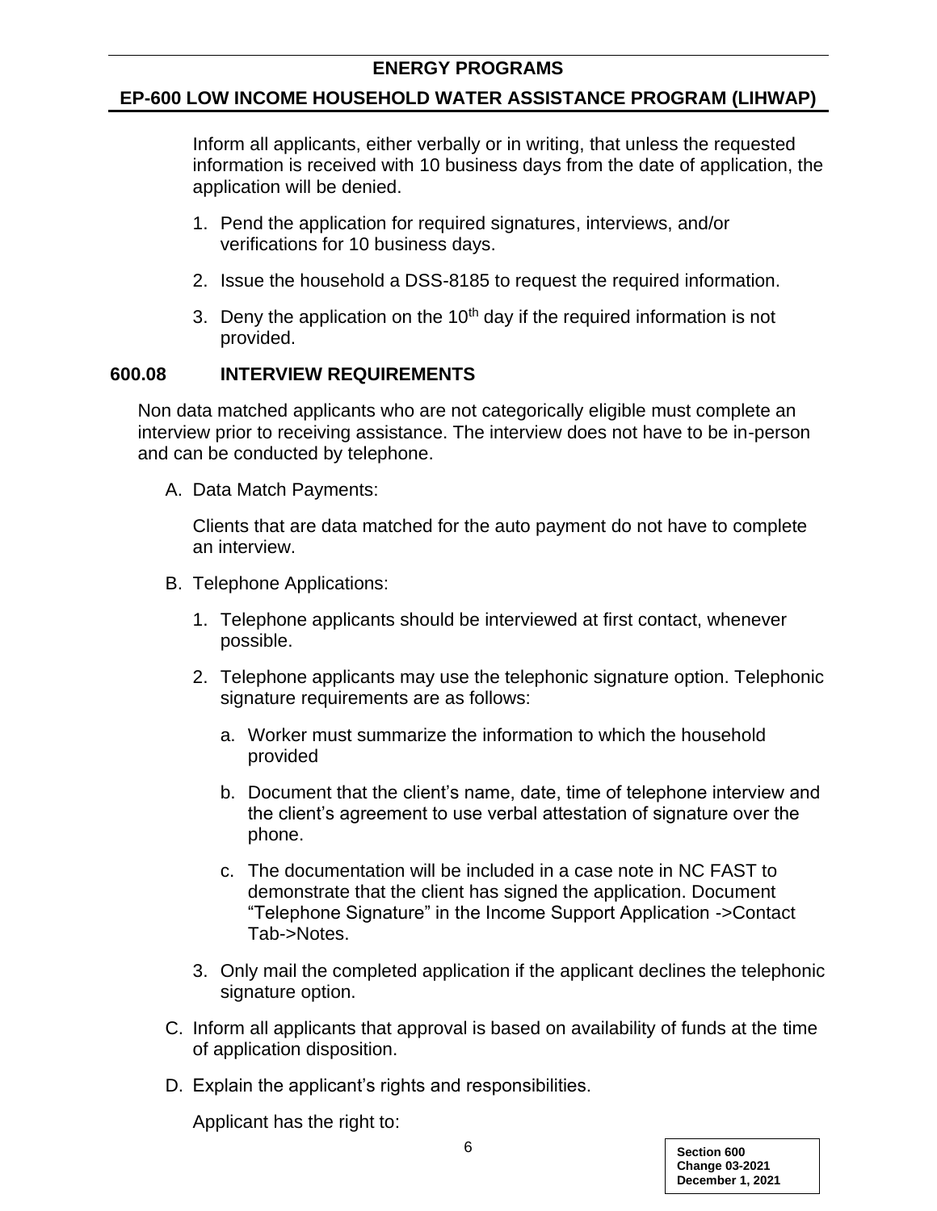Inform all applicants, either verbally or in writing, that unless the requested information is received with 10 business days from the date of application, the application will be denied.

1. Pend the application for required signatures, interviews, and/or verifications for 10 business days.
2. Issue the household a DSS-8185 to request the required information.
3. Deny the application on the 10th day if the required information is not provided.

## 600.08 INTERVIEW REQUIREMENTS

Non data matched applicants who are not categorically eligible must complete an interview prior to receiving assistance. The interview does not have to be in-person and can be conducted by telephone.

A. Data Match Payments:

   Clients that are data matched for the auto payment do not have to complete an interview.

B. Telephone Applications:

   1. Telephone applicants should be interviewed at first contact, whenever possible.
   2. Telephone applicants may use the telephonic signature option. Telephonic signature requirements are as follows:
      a. Worker must summarize the information to which the household provided
      b. Document that the client's name, date, time of telephone interview and the client's agreement to use verbal attestation of signature over the phone.
      c. The documentation will be included in a case note in NC FAST to demonstrate that the client has signed the application. Document "Telephone Signature" in the Income Support Application ->Contact Tab->Notes.
   3. Only mail the completed application if the applicant declines the telephonic signature option.

C. Inform all applicants that approval is based on availability of funds at the time of application disposition.

D. Explain the applicant's rights and responsibilities.

   Applicant has the right to: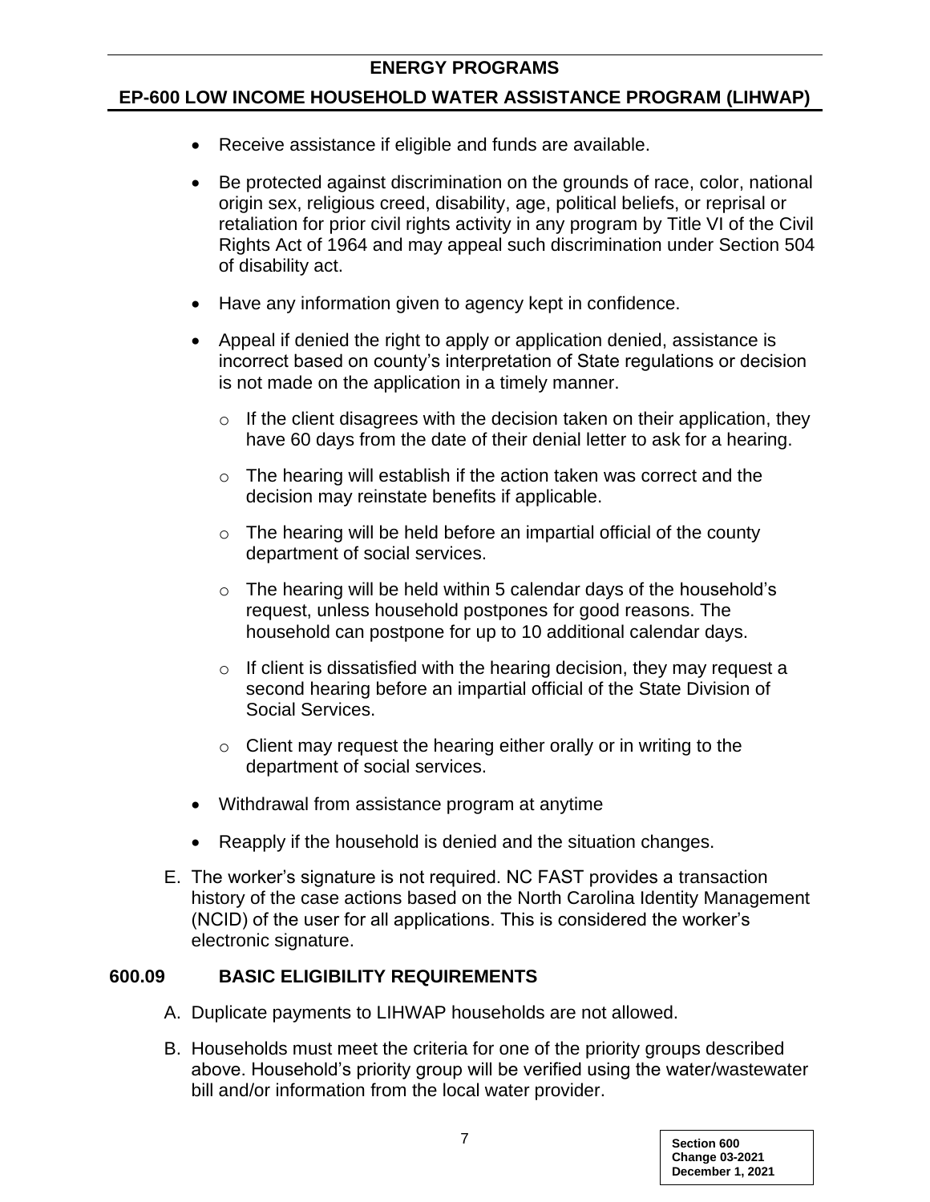- Receive assistance if eligible and funds are available.
- Be protected against discrimination on the grounds of race, color, national origin sex, religious creed, disability, age, political beliefs, or reprisal or retaliation for prior civil rights activity in any program by Title VI of the Civil Rights Act of 1964 and may appeal such discrimination under Section 504 of disability act.
- Have any information given to agency kept in confidence.
- Appeal if denied the right to apply or application denied, assistance is incorrect based on county's interpretation of State regulations or decision is not made on the application in a timely manner.
    - If the client disagrees with the decision taken on their application, they have 60 days from the date of their denial letter to ask for a hearing.
    - The hearing will establish if the action taken was correct and the decision may reinstate benefits if applicable.
    - The hearing will be held before an impartial official of the county department of social services.
    - The hearing will be held within 5 calendar days of the household's request, unless household postpones for good reasons. The household can postpone for up to 10 additional calendar days.
    - If client is dissatisfied with the hearing decision, they may request a second hearing before an impartial official of the State Division of Social Services.
    - Client may request the hearing either orally or in writing to the department of social services.
- Withdrawal from assistance program at anytime
- Reapply if the household is denied and the situation changes.

E. The worker's signature is not required. NC FAST provides a transaction history of the case actions based on the North Carolina Identity Management (NCID) of the user for all applications. This is considered the worker's electronic signature.

## 600.09 BASIC ELIGIBILITY REQUIREMENTS

A. Duplicate payments to LIHWAP households are not allowed.

B. Households must meet the criteria for one of the priority groups described above. Household's priority group will be verified using the water/wastewater bill and/or information from the local water provider.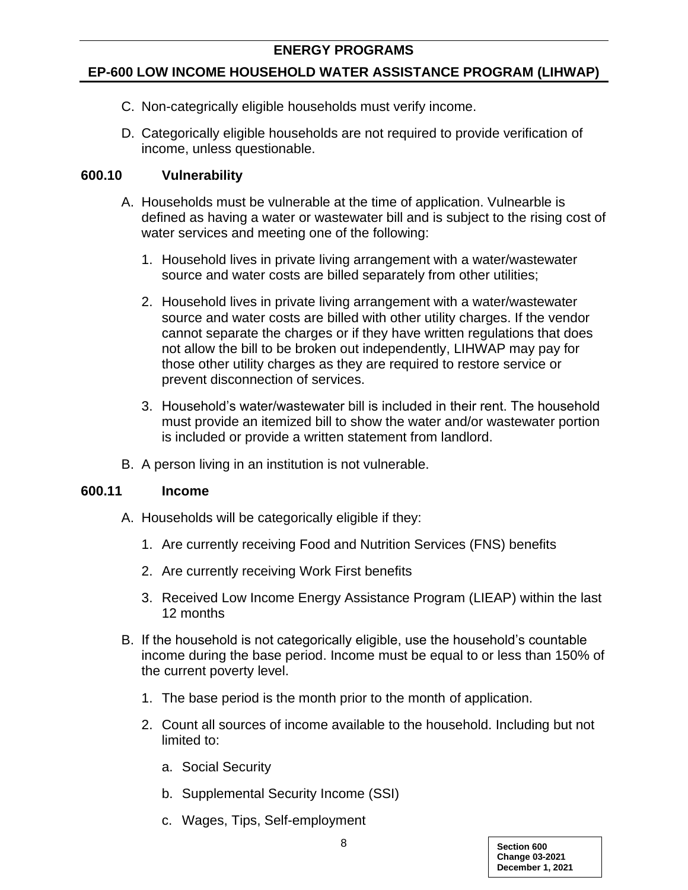C. Non-categrically eligible households must verify income.

D. Categorically eligible households are not required to provide verification of income, unless questionable.

## 600.10 Vulnerability

A. Households must be vulnerable at the time of application. Vulnearble is defined as having a water or wastewater bill and is subject to the rising cost of water services and meeting one of the following:

   1. Household lives in private living arrangement with a water/wastewater source and water costs are billed separately from other utilities;

   2. Household lives in private living arrangement with a water/wastewater source and water costs are billed with other utility charges. If the vendor cannot separate the charges or if they have written regulations that does not allow the bill to be broken out independently, LIHWAP may pay for those other utility charges as they are required to restore service or prevent disconnection of services.

   3. Household's water/wastewater bill is included in their rent. The household must provide an itemized bill to show the water and/or wastewater portion is included or provide a written statement from landlord.

B. A person living in an institution is not vulnerable.

## 600.11 Income

A. Households will be categorically eligible if they:

   1. Are currently receiving Food and Nutrition Services (FNS) benefits

   2. Are currently receiving Work First benefits

   3. Received Low Income Energy Assistance Program (LIEAP) within the last 12 months

B. If the household is not categorically eligible, use the household's countable income during the base period. Income must be equal to or less than 150% of the current poverty level.

   1. The base period is the month prior to the month of application.

   2. Count all sources of income available to the household. Including but not limited to:

      a. Social Security

      b. Supplemental Security Income (SSI)

      c. Wages, Tips, Self-employment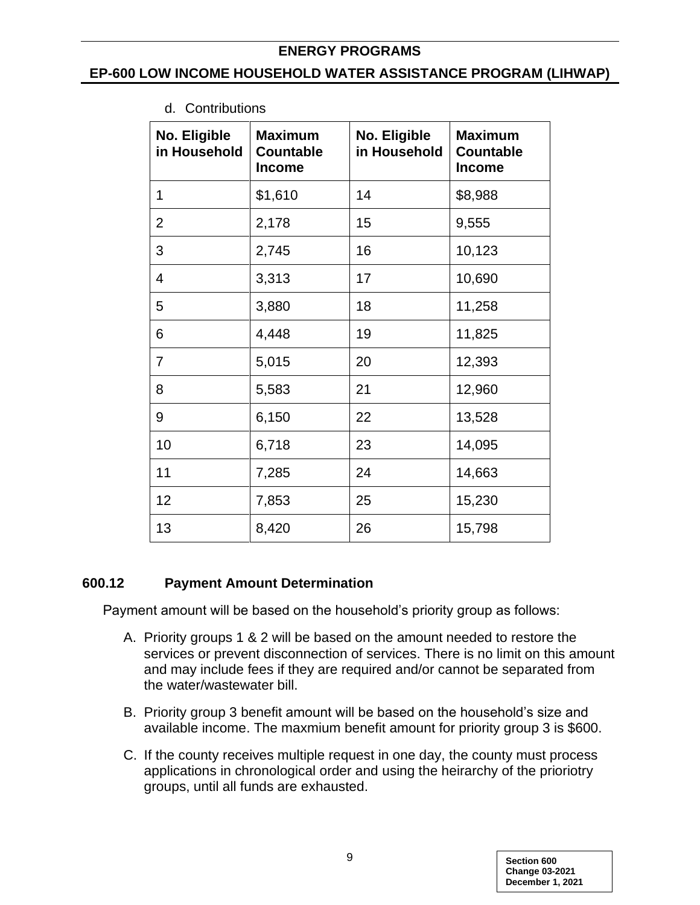d. Contributions

| No. Eligible in Household | Maximum Countable Income | No. Eligible in Household | Maximum Countable Income |
|---|---|---|---|
| 1 | $1,610 | 14 | $8,988 |
| 2 | 2,178 | 15 | 9,555 |
| 3 | 2,745 | 16 | 10,123 |
| 4 | 3,313 | 17 | 10,690 |
| 5 | 3,880 | 18 | 11,258 |
| 6 | 4,448 | 19 | 11,825 |
| 7 | 5,015 | 20 | 12,393 |
| 8 | 5,583 | 21 | 12,960 |
| 9 | 6,150 | 22 | 13,528 |
| 10 | 6,718 | 23 | 14,095 |
| 11 | 7,285 | 24 | 14,663 |
| 12 | 7,853 | 25 | 15,230 |
| 13 | 8,420 | 26 | 15,798 |

## 600.12 Payment Amount Determination

Payment amount will be based on the household's priority group as follows:

A. Priority groups 1 & 2 will be based on the amount needed to restore the services or prevent disconnection of services. There is no limit on this amount and may include fees if they are required and/or cannot be separated from the water/wastewater bill.

B. Priority group 3 benefit amount will be based on the household's size and available income. The maxmium benefit amount for priority group 3 is $600.

C. If the county receives multiple request in one day, the county must process applications in chronological order and using the heirarchy of the prioriotry groups, until all funds are exhausted.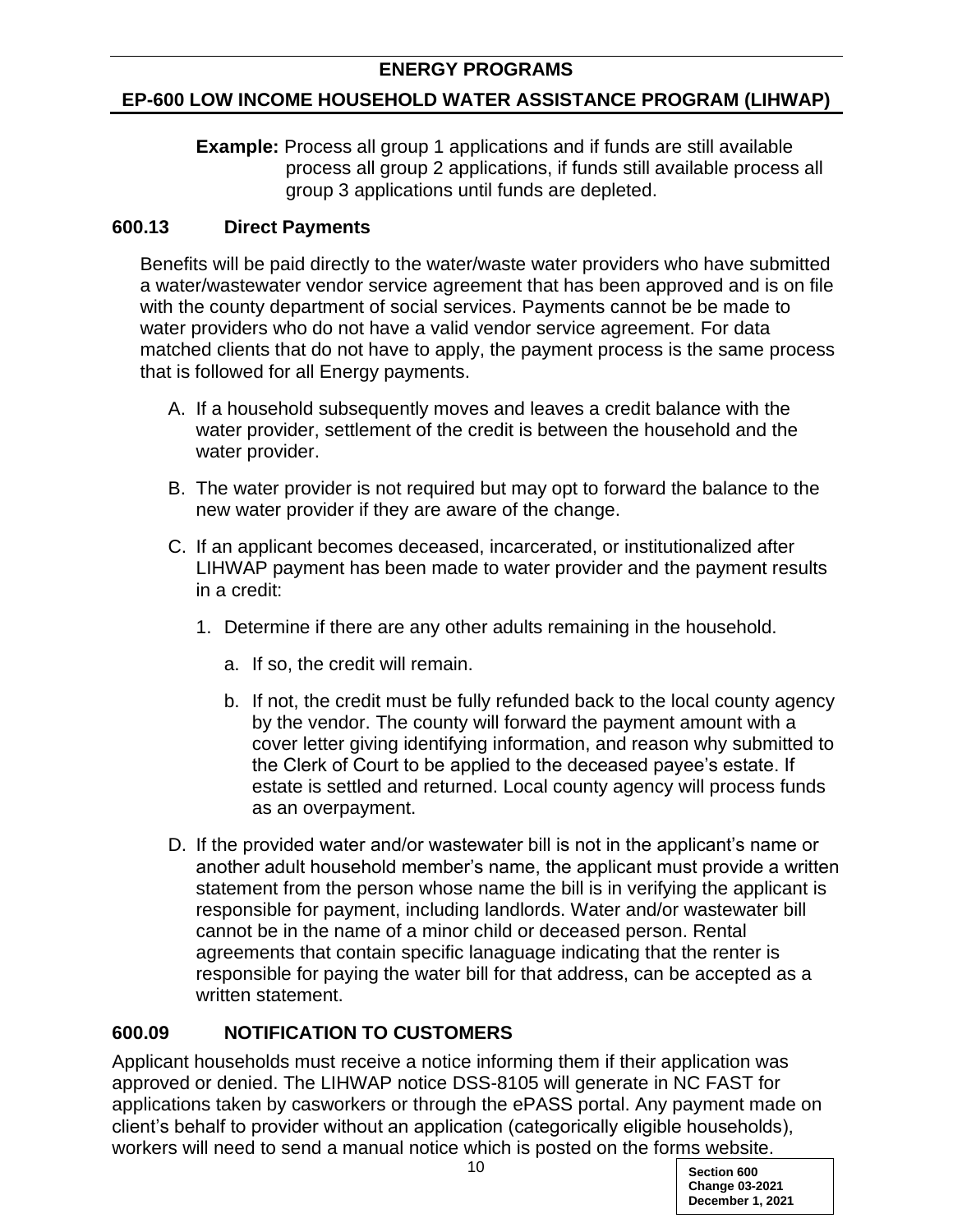**Example:** Process all group 1 applications and if funds are still available process all group 2 applications, if funds still available process all group 3 applications until funds are depleted.

## 600.13 Direct Payments

Benefits will be paid directly to the water/waste water providers who have submitted a water/wastewater vendor service agreement that has been approved and is on file with the county department of social services. Payments cannot be be made to water providers who do not have a valid vendor service agreement. For data matched clients that do not have to apply, the payment process is the same process that is followed for all Energy payments.

A. If a household subsequently moves and leaves a credit balance with the water provider, settlement of the credit is between the household and the water provider.

B. The water provider is not required but may opt to forward the balance to the new water provider if they are aware of the change.

C. If an applicant becomes deceased, incarcerated, or institutionalized after LIHWAP payment has been made to water provider and the payment results in a credit:

   1. Determine if there are any other adults remaining in the household.

      a. If so, the credit will remain.

      b. If not, the credit must be fully refunded back to the local county agency by the vendor. The county will forward the payment amount with a cover letter giving identifying information, and reason why submitted to the Clerk of Court to be applied to the deceased payee's estate. If estate is settled and returned. Local county agency will process funds as an overpayment.

D. If the provided water and/or wastewater bill is not in the applicant's name or another adult household member's name, the applicant must provide a written statement from the person whose name the bill is in verifying the applicant is responsible for payment, including landlords. Water and/or wastewater bill cannot be in the name of a minor child or deceased person. Rental agreements that contain specific lanaguage indicating that the renter is responsible for paying the water bill for that address, can be accepted as a written statement.

## 600.09 NOTIFICATION TO CUSTOMERS

Applicant households must receive a notice informing them if their application was approved or denied. The LIHWAP notice DSS-8105 will generate in NC FAST for applications taken by casworkers or through the ePASS portal. Any payment made on client's behalf to provider without an application (categorically eligible households), workers will need to send a manual notice which is posted on the forms website.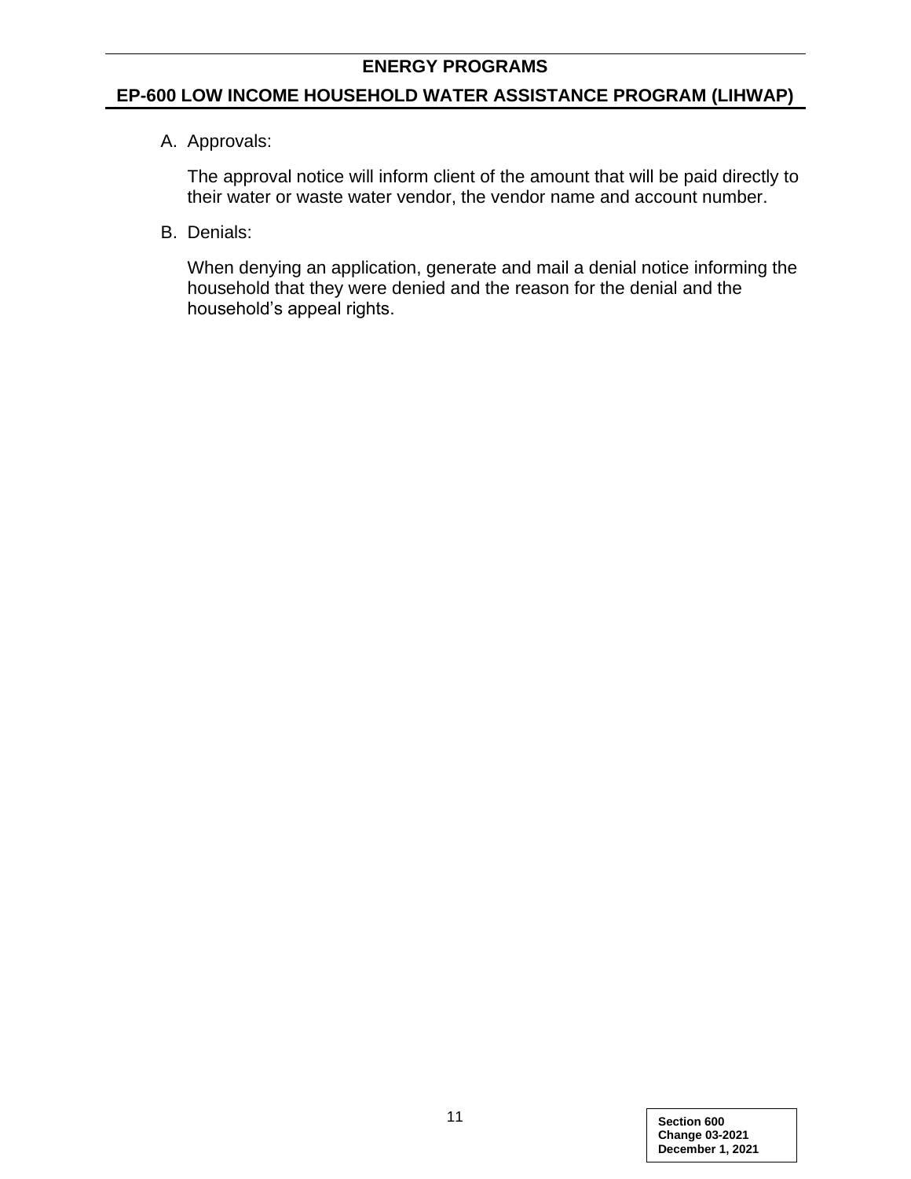A. Approvals:

   The approval notice will inform client of the amount that will be paid directly to their water or waste water vendor, the vendor name and account number.

B. Denials:

   When denying an application, generate and mail a denial notice informing the household that they were denied and the reason for the denial and the household's appeal rights.